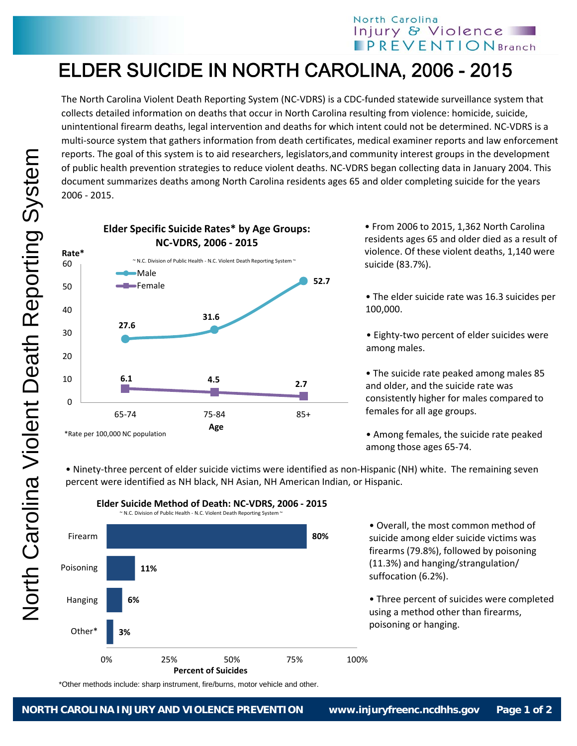# ELDER SUICIDE IN NORTH CAROLINA, 2006 - 2015

The North Carolina Violent Death Reporting System (NC-VDRS) is a CDC-funded statewide surveillance system that collects detailed information on deaths that occur in North Carolina resulting from violence: homicide, suicide, unintentional firearm deaths, legal intervention and deaths for which intent could not be determined. NC-VDRS is a multi-source system that gathers information from death certificates, medical examiner reports and law enforcement reports. The goal of this system is to aid researchers, legislators,and community interest groups in the development of public health prevention strategies to reduce violent deaths. NC-VDRS began collecting data in January 2004. This document summarizes deaths among North Carolina residents ages 65 and older completing suicide for the years 2006 - 2015.

**Elder Specific Suicide Rates* by Age Groups: NC-VDRS, 2006 - 2015**

~ N.C. Division of Public Health - N.C. Violent Death Reporting System ~

| Age | Male (Rate*) | Female (Rate*) |
|---|---|---|
| 65-74 | 27.6 | 6.1 |
| 75-84 | 31.6 | 4.5 |
| 85+ | 52.7 | 2.7 |

*Rate per 100,000 NC population

- From 2006 to 2015, 1,362 North Carolina residents ages 65 and older died as a result of violence. Of these violent deaths, 1,140 were suicide (83.7%).
- The elder suicide rate was 16.3 suicides per 100,000.
- Eighty-two percent of elder suicides were among males.
- The suicide rate peaked among males 85 and older, and the suicide rate was consistently higher for males compared to females for all age groups.
- Among females, the suicide rate peaked among those ages 65-74.
- Ninety-three percent of elder suicide victims were identified as non-Hispanic (NH) white. The remaining seven percent were identified as NH black, NH Asian, NH American Indian, or Hispanic.

**Elder Suicide Method of Death: NC-VDRS, 2006 - 2015**

~ N.C. Division of Public Health - N.C. Violent Death Reporting System ~

| Method | Percent of Suicides |
|---|---|
| Firearm | 80% |
| Poisoning | 11% |
| Hanging | 6% |
| Other* | 3% |

*Other methods include: sharp instrument, fire/burns, motor vehicle and other.

- Overall, the most common method of suicide among elder suicide victims was firearms (79.8%), followed by poisoning (11.3%) and hanging/strangulation/ suffocation (6.2%).
- Three percent of suicides were completed using a method other than firearms, poisoning or hanging.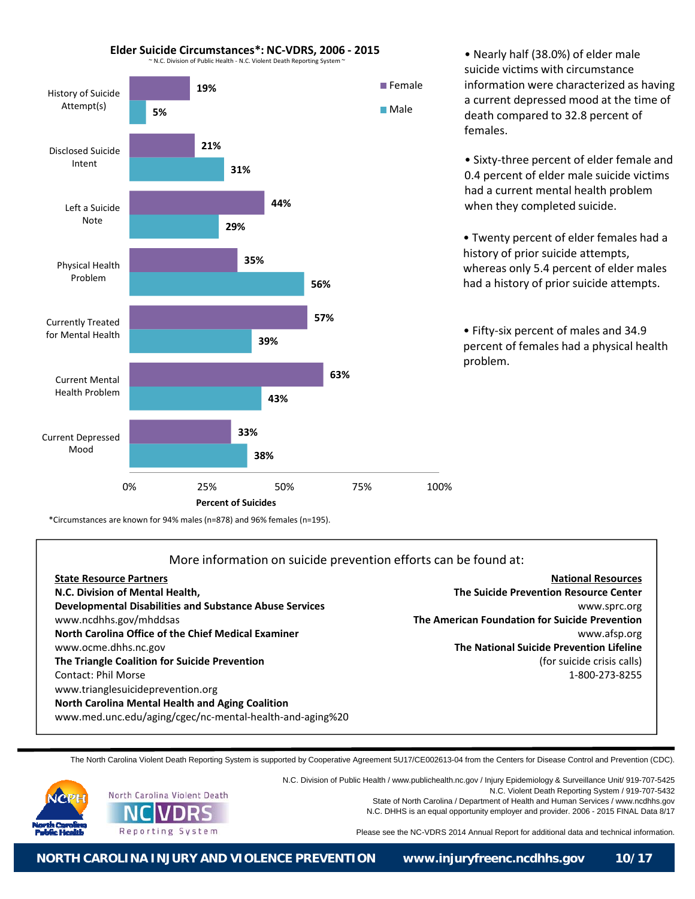**Elder Suicide Circumstances*: NC-VDRS, 2006 - 2015**

~ N.C. Division of Public Health - N.C. Violent Death Reporting System ~

Female
Male

History of Suicide Attempt(s)
19%
5%

Disclosed Suicide Intent
21%
31%

Left a Suicide Note
44%
29%

Physical Health Problem
35%
56%

Currently Treated for Mental Health
57%
39%

Current Mental Health Problem
63%
43%

Current Depressed Mood
33%
38%

0%
25%
50%
75%
100%

Percent of Suicides

*Circumstances are known for 94% males (n=878) and 96% females (n=195).

- Nearly half (38.0%) of elder male suicide victims with circumstance information were characterized as having a current depressed mood at the time of death compared to 32.8 percent of females.
- Sixty-three percent of elder female and 0.4 percent of elder male suicide victims had a current mental health problem when they completed suicide.
- Twenty percent of elder females had a history of prior suicide attempts, whereas only 5.4 percent of elder males had a history of prior suicide attempts.
- Fifty-six percent of males and 34.9 percent of females had a physical health problem.

More information on suicide prevention efforts can be found at:

**State Resource Partners**

**N.C. Division of Mental Health, Developmental Disabilities and Substance Abuse Services**
www.ncdhhs.gov/mhddsas

**North Carolina Office of the Chief Medical Examiner**
www.ocme.dhhs.nc.gov

**The Triangle Coalition for Suicide Prevention**
Contact: Phil Morse
www.trianglesuicideprevention.org

**North Carolina Mental Health and Aging Coalition**
www.med.unc.edu/aging/cgec/nc-mental-health-and-aging%20

**National Resources**

**The Suicide Prevention Resource Center**
www.sprc.org

**The American Foundation for Suicide Prevention**
www.afsp.org

**The National Suicide Prevention Lifeline**
(for suicide crisis calls)
1-800-273-8255

The North Carolina Violent Death Reporting System is supported by Cooperative Agreement 5U17/CE002613-04 from the Centers for Disease Control and Prevention (CDC).

N.C. Division of Public Health / www.publichealth.nc.gov / Injury Epidemiology & Surveillance Unit/ 919-707-5425
N.C. Violent Death Reporting System / 919-707-5432
State of North Carolina / Department of Health and Human Services / www.ncdhhs.gov
N.C. DHHS is an equal opportunity employer and provider. 2006 - 2015 FINAL Data 8/17

Please see the NC-VDRS 2014 Annual Report for additional data and technical information.

**NORTH CAROLINA INJURY AND VIOLENCE PREVENTION** **www.injuryfreenc.ncdhhs.gov** **10/17**